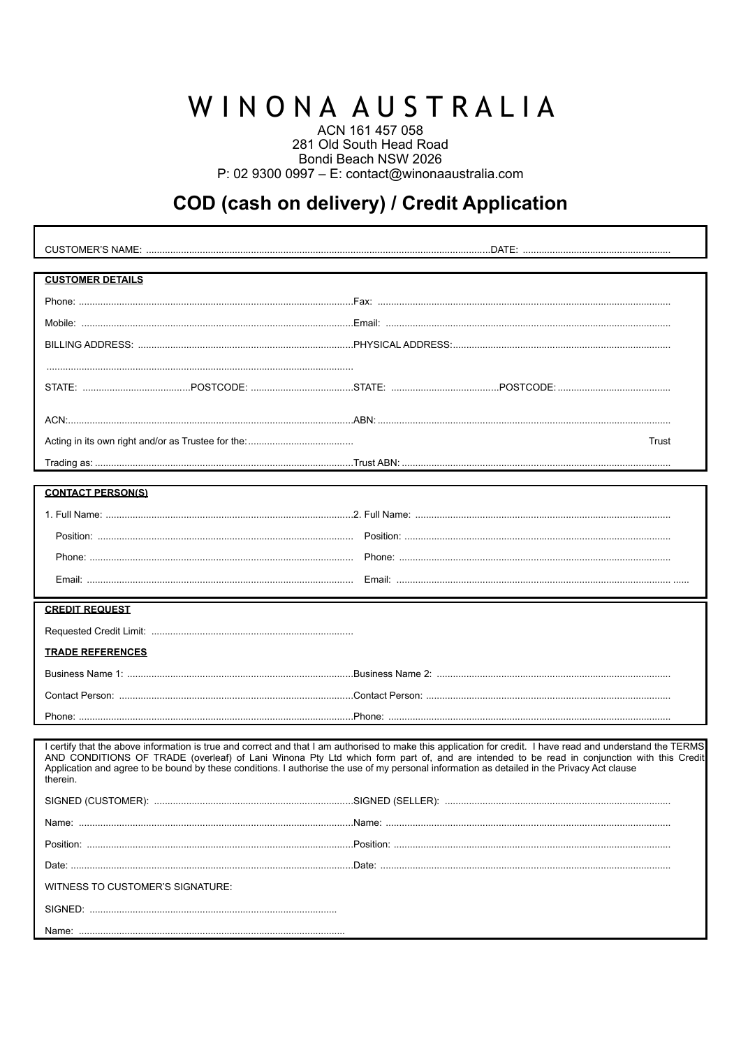# WINONA AUSTRALIA

ACN 161 457 058
281 Old South Head Road
Bondi Beach NSW 2026
P: 02 9300 0997 – E: contact@winonaaustralia.com

## COD (cash on delivery) / Credit Application

CUSTOMER'S NAME: ........................................................................................................................................DATE: ......................................................

**CUSTOMER DETAILS**

| | |
|---|---|
| Phone: ................................................................................................ | Fax: ................................................................................................ |
| Mobile: ................................................................................................ | Email: ................................................................................................ |
| BILLING ADDRESS: ................................................................................ | PHYSICAL ADDRESS: ................................................................................ |
| ................................................................................................ | |
| STATE: ....................................... POSTCODE: ..................................... | STATE: ....................................... POSTCODE: ..................................... |
| ACN: ................................................................................................ | ABN: ................................................................................................ |
| Acting in its own right and/or as Trustee for the: ....................................... | Trust |
| Trading as: ................................................................................................ | Trust ABN: ................................................................................................ |

**CONTACT PERSON(S)**

| | |
|---|---|
| 1. Full Name: ................................................................................ | 2. Full Name: ................................................................................ |
| Position: ................................................................................ | Position: ................................................................................ |
| Phone: ................................................................................ | Phone: ................................................................................ |
| Email: ................................................................................ | Email: ................................................................................ |

**CREDIT REQUEST**

Requested Credit Limit: ..........................................................................

**TRADE REFERENCES**

| | |
|---|---|
| Business Name 1: ................................................................................ | Business Name 2: ................................................................................ |
| Contact Person: ................................................................................ | Contact Person: ................................................................................ |
| Phone: ................................................................................ | Phone: ................................................................................ |

I certify that the above information is true and correct and that I am authorised to make this application for credit. I have read and understand the TERMS AND CONDITIONS OF TRADE (overleaf) of Lani Winona Pty Ltd which form part of, and are intended to be read in conjunction with this Credit Application and agree to be bound by these conditions. I authorise the use of my personal information as detailed in the Privacy Act clause therein.

| | |
|---|---|
| SIGNED (CUSTOMER): ........................................................................ | SIGNED (SELLER): ........................................................................ |
| Name: ................................................................................ | Name: ................................................................................ |
| Position: ................................................................................ | Position: ................................................................................ |
| Date: ................................................................................ | Date: ................................................................................ |

WITNESS TO CUSTOMER'S SIGNATURE:

SIGNED: ..........................................................................................

Name: ..................................................................................................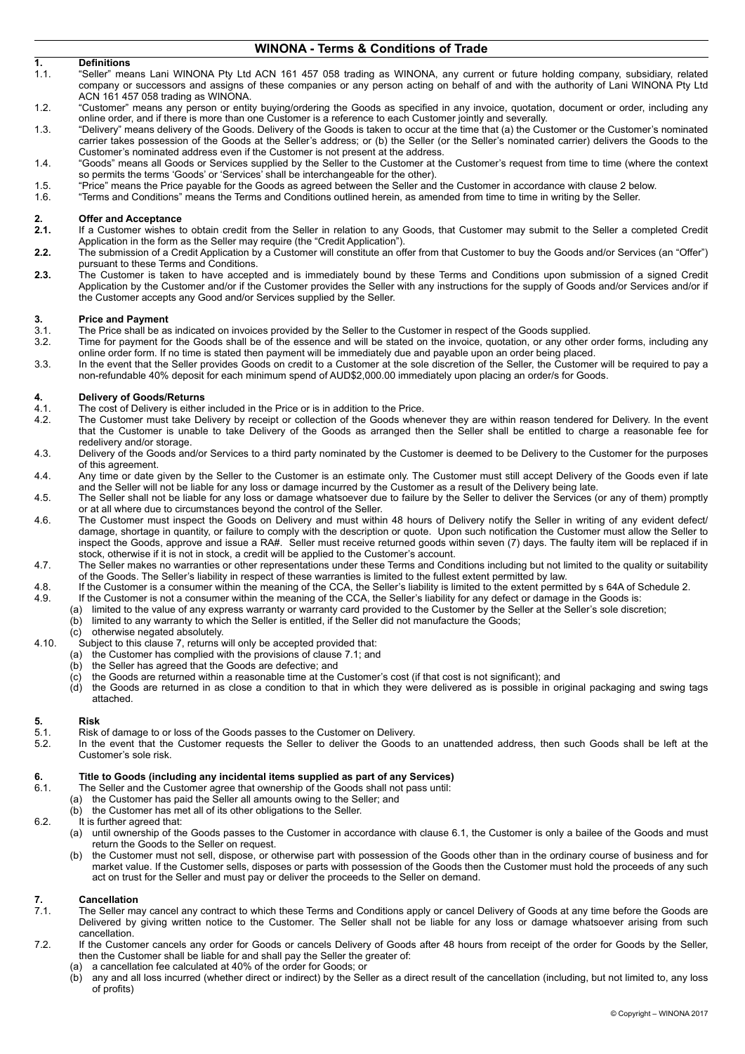# WINONA - Terms & Conditions of Trade

## 1. Definitions

1.1. "Seller" means Lani WINONA Pty Ltd ACN 161 457 058 trading as WINONA, any current or future holding company, subsidiary, related company or successors and assigns of these companies or any person acting on behalf of and with the authority of Lani WINONA Pty Ltd ACN 161 457 058 trading as WINONA.

1.2. "Customer" means any person or entity buying/ordering the Goods as specified in any invoice, quotation, document or order, including any online order, and if there is more than one Customer is a reference to each Customer jointly and severally.

1.3. "Delivery" means delivery of the Goods. Delivery of the Goods is taken to occur at the time that (a) the Customer or the Customer's nominated carrier takes possession of the Goods at the Seller's address; or (b) the Seller (or the Seller's nominated carrier) delivers the Goods to the Customer's nominated address even if the Customer is not present at the address.

1.4. "Goods" means all Goods or Services supplied by the Seller to the Customer at the Customer's request from time to time (where the context so permits the terms 'Goods' or 'Services' shall be interchangeable for the other).

1.5. "Price" means the Price payable for the Goods as agreed between the Seller and the Customer in accordance with clause 2 below.

1.6. "Terms and Conditions" means the Terms and Conditions outlined herein, as amended from time to time in writing by the Seller.

## 2. Offer and Acceptance

**2.1.** If a Customer wishes to obtain credit from the Seller in relation to any Goods, that Customer may submit to the Seller a completed Credit Application in the form as the Seller may require (the "Credit Application").

**2.2.** The submission of a Credit Application by a Customer will constitute an offer from that Customer to buy the Goods and/or Services (an "Offer") pursuant to these Terms and Conditions.

**2.3.** The Customer is taken to have accepted and is immediately bound by these Terms and Conditions upon submission of a signed Credit Application by the Customer and/or if the Customer provides the Seller with any instructions for the supply of Goods and/or Services and/or if the Customer accepts any Good and/or Services supplied by the Seller.

## 3. Price and Payment

3.1. The Price shall be as indicated on invoices provided by the Seller to the Customer in respect of the Goods supplied.

3.2. Time for payment for the Goods shall be of the essence and will be stated on the invoice, quotation, or any other order forms, including any online order form. If no time is stated then payment will be immediately due and payable upon an order being placed.

3.3. In the event that the Seller provides Goods on credit to a Customer at the sole discretion of the Seller, the Customer will be required to pay a non-refundable 40% deposit for each minimum spend of AUD$2,000.00 immediately upon placing an order/s for Goods.

## 4. Delivery of Goods/Returns

4.1. The cost of Delivery is either included in the Price or is in addition to the Price.

4.2. The Customer must take Delivery by receipt or collection of the Goods whenever they are within reason tendered for Delivery. In the event that the Customer is unable to take Delivery of the Goods as arranged then the Seller shall be entitled to charge a reasonable fee for redelivery and/or storage.

4.3. Delivery of the Goods and/or Services to a third party nominated by the Customer is deemed to be Delivery to the Customer for the purposes of this agreement.

4.4. Any time or date given by the Seller to the Customer is an estimate only. The Customer must still accept Delivery of the Goods even if late and the Seller will not be liable for any loss or damage incurred by the Customer as a result of the Delivery being late.

4.5. The Seller shall not be liable for any loss or damage whatsoever due to failure by the Seller to deliver the Services (or any of them) promptly or at all where due to circumstances beyond the control of the Seller.

4.6. The Customer must inspect the Goods on Delivery and must within 48 hours of Delivery notify the Seller in writing of any evident defect/ damage, shortage in quantity, or failure to comply with the description or quote. Upon such notification the Customer must allow the Seller to inspect the Goods, approve and issue a RA#. Seller must receive returned goods within seven (7) days. The faulty item will be replaced if in stock, otherwise if it is not in stock, a credit will be applied to the Customer's account.

4.7. The Seller makes no warranties or other representations under these Terms and Conditions including but not limited to the quality or suitability of the Goods. The Seller's liability in respect of these warranties is limited to the fullest extent permitted by law.

4.8. If the Customer is a consumer within the meaning of the CCA, the Seller's liability is limited to the extent permitted by s 64A of Schedule 2.

4.9. If the Customer is not a consumer within the meaning of the CCA, the Seller's liability for any defect or damage in the Goods is:

(a) limited to the value of any express warranty or warranty card provided to the Customer by the Seller at the Seller's sole discretion;
(b) limited to any warranty to which the Seller is entitled, if the Seller did not manufacture the Goods;
(c) otherwise negated absolutely.

4.10. Subject to this clause 7, returns will only be accepted provided that:

(a) the Customer has complied with the provisions of clause 7.1; and
(b) the Seller has agreed that the Goods are defective; and
(c) the Goods are returned within a reasonable time at the Customer's cost (if that cost is not significant); and
(d) the Goods are returned in as close a condition to that in which they were delivered as is possible in original packaging and swing tags attached.

## 5. Risk

5.1. Risk of damage to or loss of the Goods passes to the Customer on Delivery.

5.2. In the event that the Customer requests the Seller to deliver the Goods to an unattended address, then such Goods shall be left at the Customer's sole risk.

## 6. Title to Goods (including any incidental items supplied as part of any Services)

6.1. The Seller and the Customer agree that ownership of the Goods shall not pass until:

(a) the Customer has paid the Seller all amounts owing to the Seller; and
(b) the Customer has met all of its other obligations to the Seller.

6.2. It is further agreed that:

(a) until ownership of the Goods passes to the Customer in accordance with clause 6.1, the Customer is only a bailee of the Goods and must return the Goods to the Seller on request.
(b) the Customer must not sell, dispose, or otherwise part with possession of the Goods other than in the ordinary course of business and for market value. If the Customer sells, disposes or parts with possession of the Goods then the Customer must hold the proceeds of any such act on trust for the Seller and must pay or deliver the proceeds to the Seller on demand.

## 7. Cancellation

7.1. The Seller may cancel any contract to which these Terms and Conditions apply or cancel Delivery of Goods at any time before the Goods are Delivered by giving written notice to the Customer. The Seller shall not be liable for any loss or damage whatsoever arising from such cancellation.

7.2. If the Customer cancels any order for Goods or cancels Delivery of Goods after 48 hours from receipt of the order for Goods by the Seller, then the Customer shall be liable for and shall pay the Seller the greater of:

(a) a cancellation fee calculated at 40% of the order for Goods; or
(b) any and all loss incurred (whether direct or indirect) by the Seller as a direct result of the cancellation (including, but not limited to, any loss of profits)

© Copyright – WINONA 2017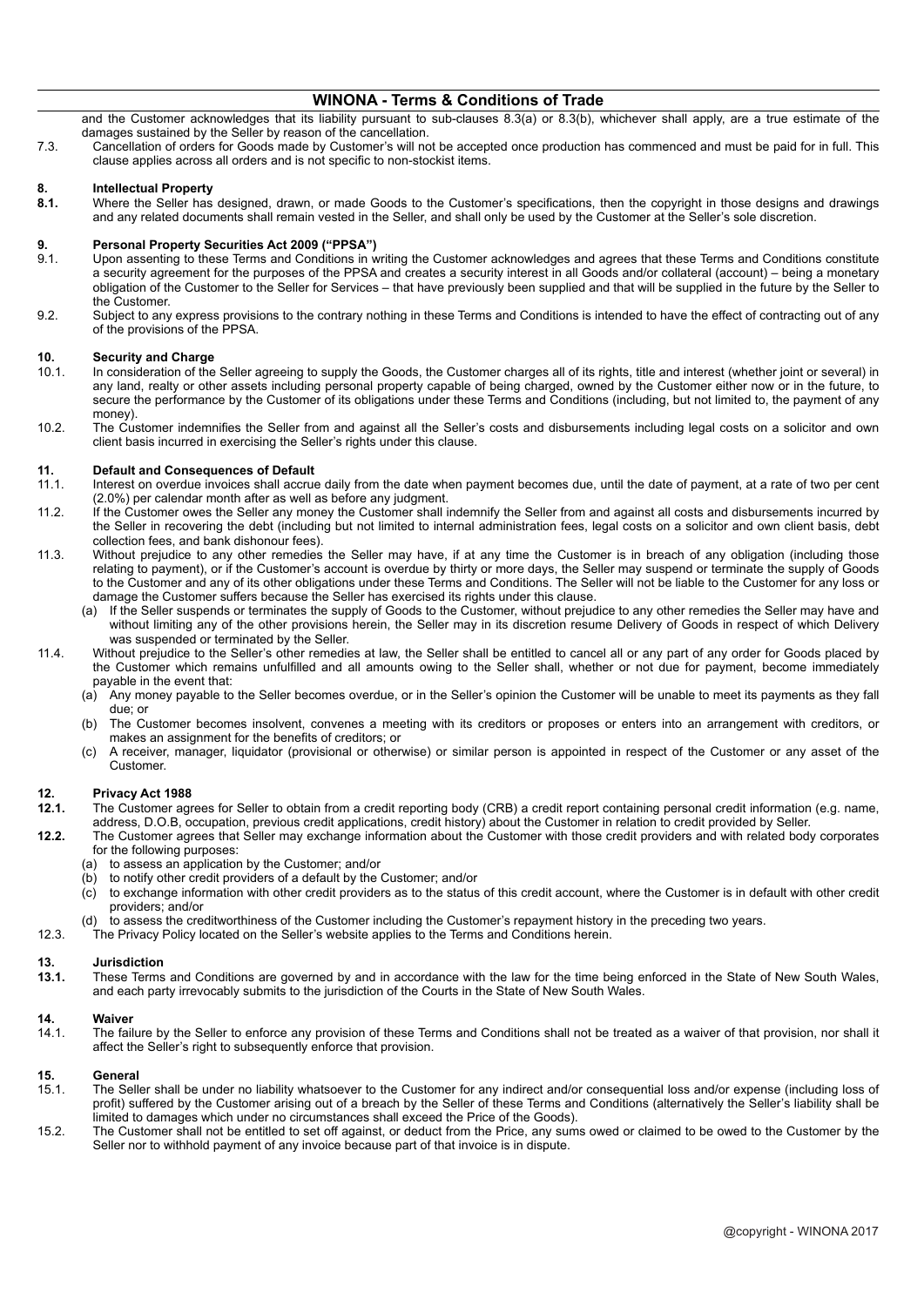and the Customer acknowledges that its liability pursuant to sub-clauses 8.3(a) or 8.3(b), whichever shall apply, are a true estimate of the damages sustained by the Seller by reason of the cancellation.

7.3. Cancellation of orders for Goods made by Customer's will not be accepted once production has commenced and must be paid for in full. This clause applies across all orders and is not specific to non-stockist items.

## 8. Intellectual Property

**8.1.** Where the Seller has designed, drawn, or made Goods to the Customer's specifications, then the copyright in those designs and drawings and any related documents shall remain vested in the Seller, and shall only be used by the Customer at the Seller's sole discretion.

## 9. Personal Property Securities Act 2009 ("PPSA")

9.1. Upon assenting to these Terms and Conditions in writing the Customer acknowledges and agrees that these Terms and Conditions constitute a security agreement for the purposes of the PPSA and creates a security interest in all Goods and/or collateral (account) – being a monetary obligation of the Customer to the Seller for Services – that have previously been supplied and that will be supplied in the future by the Seller to the Customer.

9.2. Subject to any express provisions to the contrary nothing in these Terms and Conditions is intended to have the effect of contracting out of any of the provisions of the PPSA.

## 10. Security and Charge

10.1. In consideration of the Seller agreeing to supply the Goods, the Customer charges all of its rights, title and interest (whether joint or several) in any land, realty or other assets including personal property capable of being charged, owned by the Customer either now or in the future, to secure the performance by the Customer of its obligations under these Terms and Conditions (including, but not limited to, the payment of any money).

10.2. The Customer indemnifies the Seller from and against all the Seller's costs and disbursements including legal costs on a solicitor and own client basis incurred in exercising the Seller's rights under this clause.

## 11. Default and Consequences of Default

11.1. Interest on overdue invoices shall accrue daily from the date when payment becomes due, until the date of payment, at a rate of two per cent (2.0%) per calendar month after as well as before any judgment.

11.2. If the Customer owes the Seller any money the Customer shall indemnify the Seller from and against all costs and disbursements incurred by the Seller in recovering the debt (including but not limited to internal administration fees, legal costs on a solicitor and own client basis, debt collection fees, and bank dishonour fees).

11.3. Without prejudice to any other remedies the Seller may have, if at any time the Customer is in breach of any obligation (including those relating to payment), or if the Customer's account is overdue by thirty or more days, the Seller may suspend or terminate the supply of Goods to the Customer and any of its other obligations under these Terms and Conditions. The Seller will not be liable to the Customer for any loss or damage the Customer suffers because the Seller has exercised its rights under this clause.

(a) If the Seller suspends or terminates the supply of Goods to the Customer, without prejudice to any other remedies the Seller may have and without limiting any of the other provisions herein, the Seller may in its discretion resume Delivery of Goods in respect of which Delivery was suspended or terminated by the Seller.

11.4. Without prejudice to the Seller's other remedies at law, the Seller shall be entitled to cancel all or any part of any order for Goods placed by the Customer which remains unfulfilled and all amounts owing to the Seller shall, whether or not due for payment, become immediately payable in the event that:

(a) Any money payable to the Seller becomes overdue, or in the Seller's opinion the Customer will be unable to meet its payments as they fall due; or

(b) The Customer becomes insolvent, convenes a meeting with its creditors or proposes or enters into an arrangement with creditors, or makes an assignment for the benefits of creditors; or

(c) A receiver, manager, liquidator (provisional or otherwise) or similar person is appointed in respect of the Customer or any asset of the Customer.

## 12. Privacy Act 1988

**12.1.** The Customer agrees for Seller to obtain from a credit reporting body (CRB) a credit report containing personal credit information (e.g. name, address, D.O.B, occupation, previous credit applications, credit history) about the Customer in relation to credit provided by Seller.

**12.2.** The Customer agrees that Seller may exchange information about the Customer with those credit providers and with related body corporates for the following purposes:

(a) to assess an application by the Customer; and/or

(b) to notify other credit providers of a default by the Customer; and/or

(c) to exchange information with other credit providers as to the status of this credit account, where the Customer is in default with other credit providers; and/or

(d) to assess the creditworthiness of the Customer including the Customer's repayment history in the preceding two years.

12.3. The Privacy Policy located on the Seller's website applies to the Terms and Conditions herein.

## 13. Jurisdiction

**13.1.** These Terms and Conditions are governed by and in accordance with the law for the time being enforced in the State of New South Wales, and each party irrevocably submits to the jurisdiction of the Courts in the State of New South Wales.

## 14. Waiver

14.1. The failure by the Seller to enforce any provision of these Terms and Conditions shall not be treated as a waiver of that provision, nor shall it affect the Seller's right to subsequently enforce that provision.

## 15. General

15.1. The Seller shall be under no liability whatsoever to the Customer for any indirect and/or consequential loss and/or expense (including loss of profit) suffered by the Customer arising out of a breach by the Seller of these Terms and Conditions (alternatively the Seller's liability shall be limited to damages which under no circumstances shall exceed the Price of the Goods).

15.2. The Customer shall not be entitled to set off against, or deduct from the Price, any sums owed or claimed to be owed to the Customer by the Seller nor to withhold payment of any invoice because part of that invoice is in dispute.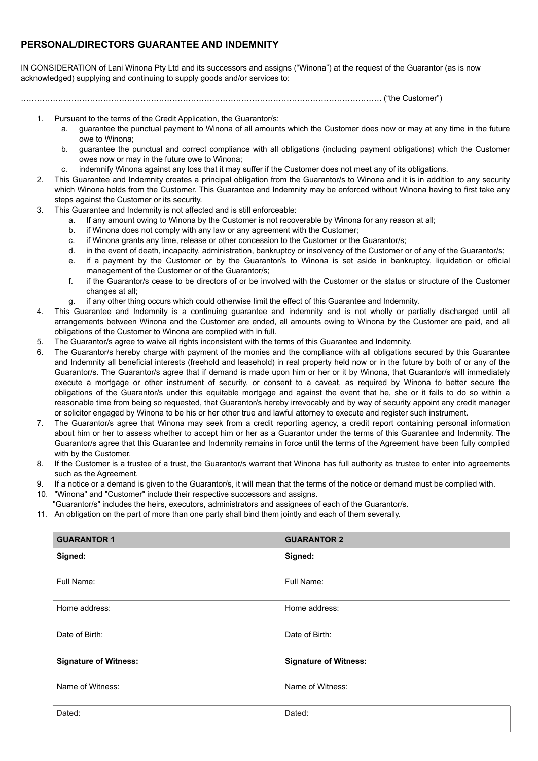## PERSONAL/DIRECTORS GUARANTEE AND INDEMNITY

IN CONSIDERATION of Lani Winona Pty Ltd and its successors and assigns ("Winona") at the request of the Guarantor (as is now acknowledged) supplying and continuing to supply goods and/or services to:

……………………………………………………………………………………………………………………… ("the Customer")

1. Pursuant to the terms of the Credit Application, the Guarantor/s:
   a. guarantee the punctual payment to Winona of all amounts which the Customer does now or may at any time in the future owe to Winona;
   b. guarantee the punctual and correct compliance with all obligations (including payment obligations) which the Customer owes now or may in the future owe to Winona;
   c. indemnify Winona against any loss that it may suffer if the Customer does not meet any of its obligations.
2. This Guarantee and Indemnity creates a principal obligation from the Guarantor/s to Winona and it is in addition to any security which Winona holds from the Customer. This Guarantee and Indemnity may be enforced without Winona having to first take any steps against the Customer or its security.
3. This Guarantee and Indemnity is not affected and is still enforceable:
   a. If any amount owing to Winona by the Customer is not recoverable by Winona for any reason at all;
   b. if Winona does not comply with any law or any agreement with the Customer;
   c. if Winona grants any time, release or other concession to the Customer or the Guarantor/s;
   d. in the event of death, incapacity, administration, bankruptcy or insolvency of the Customer or of any of the Guarantor/s;
   e. if a payment by the Customer or by the Guarantor/s to Winona is set aside in bankruptcy, liquidation or official management of the Customer or of the Guarantor/s;
   f. if the Guarantor/s cease to be directors of or be involved with the Customer or the status or structure of the Customer changes at all;
   g. if any other thing occurs which could otherwise limit the effect of this Guarantee and Indemnity.
4. This Guarantee and Indemnity is a continuing guarantee and indemnity and is not wholly or partially discharged until all arrangements between Winona and the Customer are ended, all amounts owing to Winona by the Customer are paid, and all obligations of the Customer to Winona are complied with in full.
5. The Guarantor/s agree to waive all rights inconsistent with the terms of this Guarantee and Indemnity.
6. The Guarantor/s hereby charge with payment of the monies and the compliance with all obligations secured by this Guarantee and Indemnity all beneficial interests (freehold and leasehold) in real property held now or in the future by both of or any of the Guarantor/s. The Guarantor/s agree that if demand is made upon him or her or it by Winona, that Guarantor/s will immediately execute a mortgage or other instrument of security, or consent to a caveat, as required by Winona to better secure the obligations of the Guarantor/s under this equitable mortgage and against the event that he, she or it fails to do so within a reasonable time from being so requested, that Guarantor/s hereby irrevocably and by way of security appoint any credit manager or solicitor engaged by Winona to be his or her other true and lawful attorney to execute and register such instrument.
7. The Guarantor/s agree that Winona may seek from a credit reporting agency, a credit report containing personal information about him or her to assess whether to accept him or her as a Guarantor under the terms of this Guarantee and Indemnity. The Guarantor/s agree that this Guarantee and Indemnity remains in force until the terms of the Agreement have been fully complied with by the Customer.
8. If the Customer is a trustee of a trust, the Guarantor/s warrant that Winona has full authority as trustee to enter into agreements such as the Agreement.
9. If a notice or a demand is given to the Guarantor/s, it will mean that the terms of the notice or demand must be complied with.
10. "Winona" and "Customer" include their respective successors and assigns.
    "Guarantor/s" includes the heirs, executors, administrators and assignees of each of the Guarantor/s.
11. An obligation on the part of more than one party shall bind them jointly and each of them severally.

| **GUARANTOR 1** | **GUARANTOR 2** |
|---|---|
| **Signed:** | **Signed:** |
| Full Name: | Full Name: |
| Home address: | Home address: |
| Date of Birth: | Date of Birth: |
| **Signature of Witness:** | **Signature of Witness:** |
| Name of Witness: | Name of Witness: |
| Dated: | Dated: |